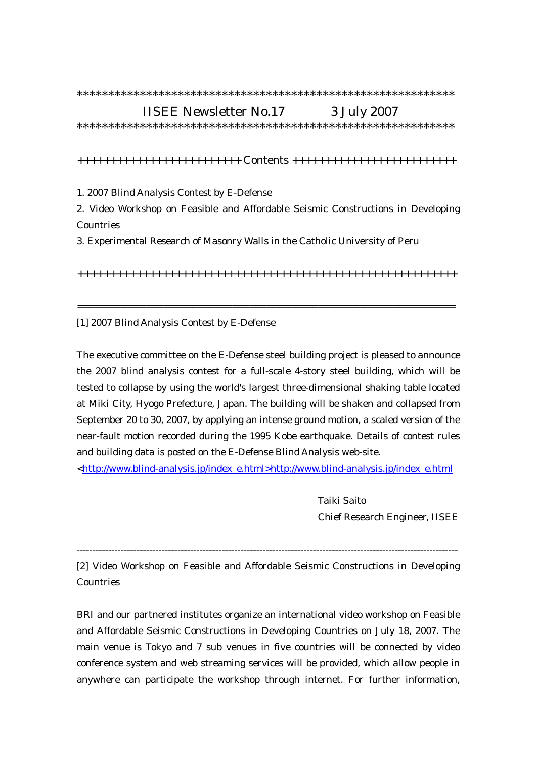\*\*\*\*\*\*\*\*\*\*\*\*\*\*\*\*\*\*\*\*\*\*\*\*\*\*\*\*\*\*\*\*\*\*\*\*\*\*\*\*\*\*\*\*\*\*\*\*\*\*\*\*\*\*\*\*\*\*\*\*\*\*

# IISEE Newsletter No.17 3 July 2007

\*\*\*\*\*\*\*\*\*\*\*\*\*\*\*\*\*\*\*\*\*\*\*\*\*\*\*\*\*\*\*\*\*\*\*\*\*\*\*\*\*\*\*\*\*\*\*\*\*\*\*\*\*\*\*\*\*\*\*\*\*\*

++++++++++++++++++++++++ Contents ++++++++++++++++++++++++

1. 2007 Blind Analysis Contest by E-Defense
2. Video Workshop on Feasible and Affordable Seismic Constructions in Developing Countries
3. Experimental Research of Masonry Walls in the Catholic University of Peru

++++++++++++++++++++++++++++++++++++++++++++++++++++++++

---

## [1] 2007 Blind Analysis Contest by E-Defense

The executive committee on the E-Defense steel building project is pleased to announce the 2007 blind analysis contest for a full-scale 4-story steel building, which will be tested to collapse by using the world's largest three-dimensional shaking table located at Miki City, Hyogo Prefecture, Japan. The building will be shaken and collapsed from September 20 to 30, 2007, by applying an intense ground motion, a scaled version of the near-fault motion recorded during the 1995 Kobe earthquake. Details of contest rules and building data is posted on the E-Defense Blind Analysis web-site.

<http://www.blind-analysis.jp/index_e.html>http://www.blind-analysis.jp/index_e.html

Taiki Saito
Chief Research Engineer, IISEE

---

## [2] Video Workshop on Feasible and Affordable Seismic Constructions in Developing Countries

BRI and our partnered institutes organize an international video workshop on Feasible and Affordable Seismic Constructions in Developing Countries on July 18, 2007. The main venue is Tokyo and 7 sub venues in five countries will be connected by video conference system and web streaming services will be provided, which allow people in anywhere can participate the workshop through internet. For further information,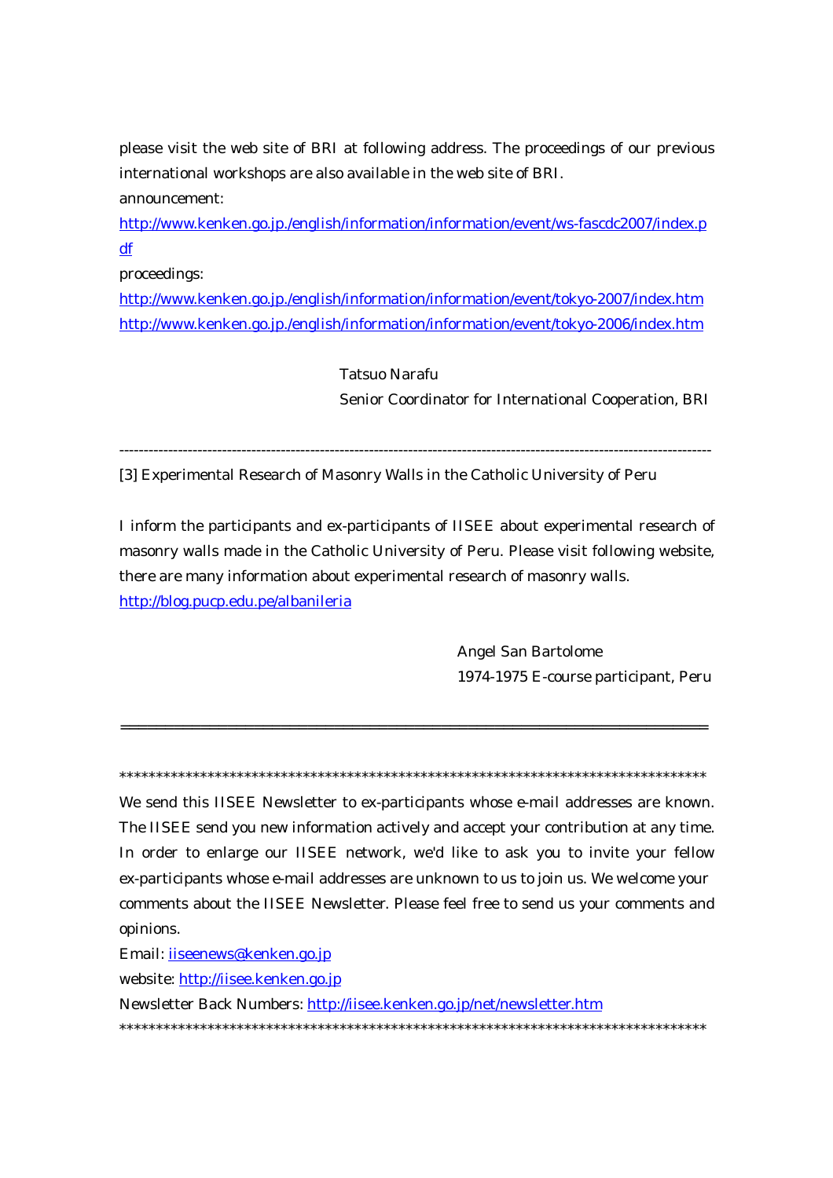please visit the web site of BRI at following address. The proceedings of our previous international workshops are also available in the web site of BRI.

announcement:

http://www.kenken.go.jp./english/information/information/event/ws-fascdc2007/index.pdf

proceedings:

http://www.kenken.go.jp./english/information/information/event/tokyo-2007/index.htm

http://www.kenken.go.jp./english/information/information/event/tokyo-2006/index.htm

Tatsuo Narafu

Senior Coordinator for International Cooperation, BRI

---

[3] Experimental Research of Masonry Walls in the Catholic University of Peru

I inform the participants and ex-participants of IISEE about experimental research of masonry walls made in the Catholic University of Peru. Please visit following website, there are many information about experimental research of masonry walls.

http://blog.pucp.edu.pe/albanileria

Angel San Bartolome

1974-1975 E-course participant, Peru

---

*************************************************************************************

We send this IISEE Newsletter to ex-participants whose e-mail addresses are known. The IISEE send you new information actively and accept your contribution at any time. In order to enlarge our IISEE network, we'd like to ask you to invite your fellow ex-participants whose e-mail addresses are unknown to us to join us. We welcome your comments about the IISEE Newsletter. Please feel free to send us your comments and opinions.

Email: iiseenews@kenken.go.jp

website: http://iisee.kenken.go.jp

Newsletter Back Numbers: http://iisee.kenken.go.jp/net/newsletter.htm

*************************************************************************************